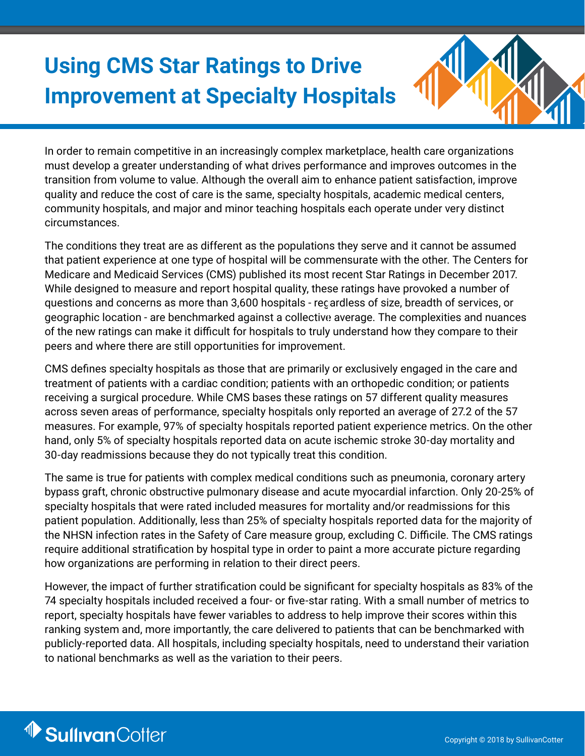# Using CMS Star Ratings to Drive Improvement at Specialty Hospitals

In order to remain competitive in an increasingly complex marketplace, health care organizations must develop a greater understanding of what drives performance and improves outcomes in the transition from volume to value. Although the overall aim to enhance patient satisfaction, improve quality and reduce the cost of care is the same, specialty hospitals, academic medical centers, community hospitals, and major and minor teaching hospitals each operate under very distinct circumstances.

The conditions they treat are as different as the populations they serve and it cannot be assumed that patient experience at one type of hospital will be commensurate with the other. The Centers for Medicare and Medicaid Services (CMS) published its most recent Star Ratings in December 2017. While designed to measure and report hospital quality, these ratings have provoked a number of questions and concerns as more than 3,600 hospitals - regardless of size, breadth of services, or geographic location - are benchmarked against a collective average. The complexities and nuances of the new ratings can make it difficult for hospitals to truly understand how they compare to their peers and where there are still opportunities for improvement.

CMS defines specialty hospitals as those that are primarily or exclusively engaged in the care and treatment of patients with a cardiac condition; patients with an orthopedic condition; or patients receiving a surgical procedure. While CMS bases these ratings on 57 different quality measures across seven areas of performance, specialty hospitals only reported an average of 27.2 of the 57 measures. For example, 97% of specialty hospitals reported patient experience metrics. On the other hand, only 5% of specialty hospitals reported data on acute ischemic stroke 30-day mortality and 30-day readmissions because they do not typically treat this condition.

The same is true for patients with complex medical conditions such as pneumonia, coronary artery bypass graft, chronic obstructive pulmonary disease and acute myocardial infarction. Only 20-25% of specialty hospitals that were rated included measures for mortality and/or readmissions for this patient population. Additionally, less than 25% of specialty hospitals reported data for the majority of the NHSN infection rates in the Safety of Care measure group, excluding C. Difficile. The CMS ratings require additional stratification by hospital type in order to paint a more accurate picture regarding how organizations are performing in relation to their direct peers.

However, the impact of further stratification could be significant for specialty hospitals as 83% of the 74 specialty hospitals included received a four- or five-star rating. With a small number of metrics to report, specialty hospitals have fewer variables to address to help improve their scores within this ranking system and, more importantly, the care delivered to patients that can be benchmarked with publicly-reported data. All hospitals, including specialty hospitals, need to understand their variation to national benchmarks as well as the variation to their peers.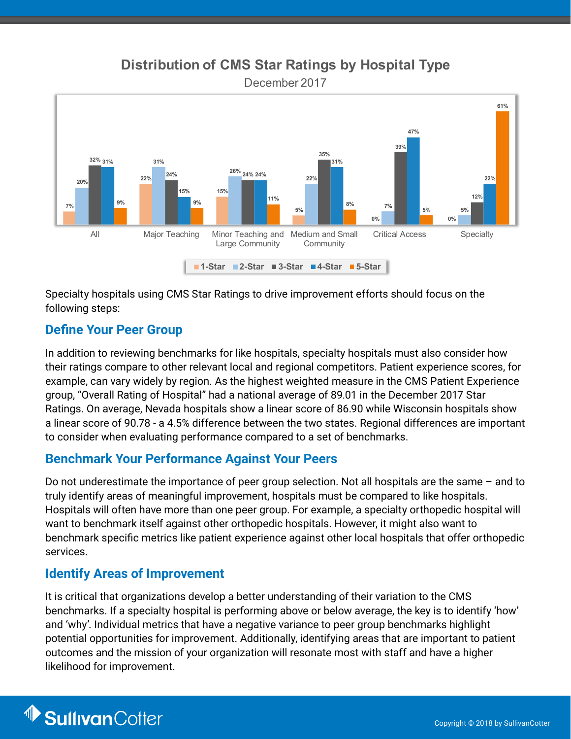## Distribution of CMS Star Ratings by Hospital Type

December 2017

| Hospital Type | 1-Star | 2-Star | 3-Star | 4-Star | 5-Star |
|---|---|---|---|---|---|
| All | 7% | 20% | 32% | 31% | 9% |
| Major Teaching | 22% | 31% | 24% | 15% | 9% |
| Minor Teaching and Large Community | 15% | 26% | 24% | 24% | 11% |
| Medium and Small Community | 5% | 22% | 35% | 31% | 8% |
| Critical Access | 0% | 7% | 39% | 47% | 5% |
| Specialty | 0% | 5% | 12% | 22% | 61% |

Specialty hospitals using CMS Star Ratings to drive improvement efforts should focus on the following steps:

## Define Your Peer Group

In addition to reviewing benchmarks for like hospitals, specialty hospitals must also consider how their ratings compare to other relevant local and regional competitors. Patient experience scores, for example, can vary widely by region. As the highest weighted measure in the CMS Patient Experience group, "Overall Rating of Hospital" had a national average of 89.01 in the December 2017 Star Ratings. On average, Nevada hospitals show a linear score of 86.90 while Wisconsin hospitals show a linear score of 90.78 - a 4.5% difference between the two states. Regional differences are important to consider when evaluating performance compared to a set of benchmarks.

## Benchmark Your Performance Against Your Peers

Do not underestimate the importance of peer group selection. Not all hospitals are the same – and to truly identify areas of meaningful improvement, hospitals must be compared to like hospitals. Hospitals will often have more than one peer group. For example, a specialty orthopedic hospital will want to benchmark itself against other orthopedic hospitals. However, it might also want to benchmark specific metrics like patient experience against other local hospitals that offer orthopedic services.

## Identify Areas of Improvement

It is critical that organizations develop a better understanding of their variation to the CMS benchmarks. If a specialty hospital is performing above or below average, the key is to identify 'how' and 'why'. Individual metrics that have a negative variance to peer group benchmarks highlight potential opportunities for improvement. Additionally, identifying areas that are important to patient outcomes and the mission of your organization will resonate most with staff and have a higher likelihood for improvement.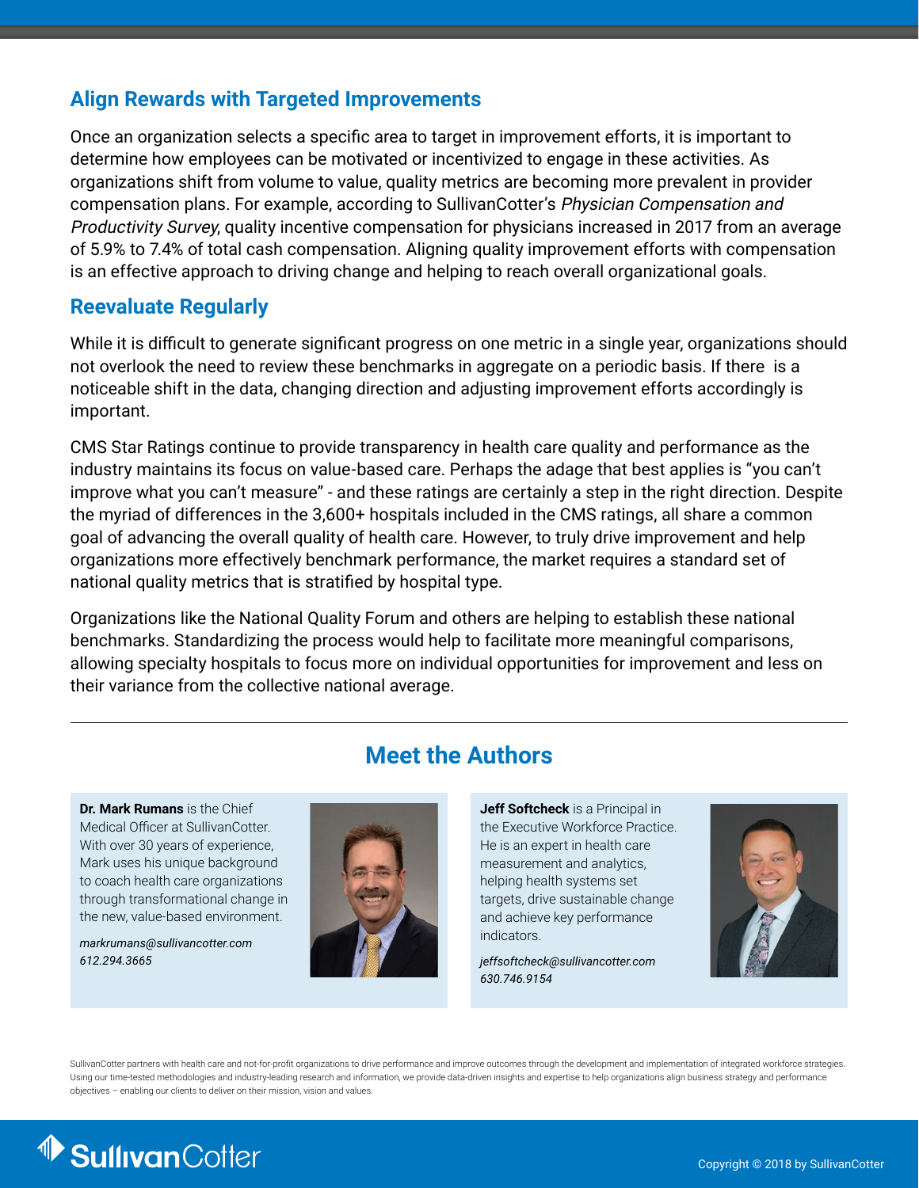## Align Rewards with Targeted Improvements

Once an organization selects a specific area to target in improvement efforts, it is important to determine how employees can be motivated or incentivized to engage in these activities. As organizations shift from volume to value, quality metrics are becoming more prevalent in provider compensation plans. For example, according to SullivanCotter's *Physician Compensation and Productivity Survey*, quality incentive compensation for physicians increased in 2017 from an average of 5.9% to 7.4% of total cash compensation. Aligning quality improvement efforts with compensation is an effective approach to driving change and helping to reach overall organizational goals.

## Reevaluate Regularly

While it is difficult to generate significant progress on one metric in a single year, organizations should not overlook the need to review these benchmarks in aggregate on a periodic basis. If there is a noticeable shift in the data, changing direction and adjusting improvement efforts accordingly is important.

CMS Star Ratings continue to provide transparency in health care quality and performance as the industry maintains its focus on value-based care. Perhaps the adage that best applies is "you can't improve what you can't measure" - and these ratings are certainly a step in the right direction. Despite the myriad of differences in the 3,600+ hospitals included in the CMS ratings, all share a common goal of advancing the overall quality of health care. However, to truly drive improvement and help organizations more effectively benchmark performance, the market requires a standard set of national quality metrics that is stratified by hospital type.

Organizations like the National Quality Forum and others are helping to establish these national benchmarks. Standardizing the process would help to facilitate more meaningful comparisons, allowing specialty hospitals to focus more on individual opportunities for improvement and less on their variance from the collective national average.

---

## Meet the Authors

**Dr. Mark Rumans** is the Chief Medical Officer at SullivanCotter. With over 30 years of experience, Mark uses his unique background to coach health care organizations through transformational change in the new, value-based environment.

*markrumans@sullivancotter.com*
*612.294.3665*

**Jeff Softcheck** is a Principal in the Executive Workforce Practice. He is an expert in health care measurement and analytics, helping health systems set targets, drive sustainable change and achieve key performance indicators.

*jeffsoftcheck@sullivancotter.com*
*630.746.9154*

SullivanCotter partners with health care and not-for-profit organizations to drive performance and improve outcomes through the development and implementation of integrated workforce strategies. Using our time-tested methodologies and industry-leading research and information, we provide data-driven insights and expertise to help organizations align business strategy and performance objectives – enabling our clients to deliver on their mission, vision and values.

SullivanCotter

Copyright © 2018 by SullivanCotter